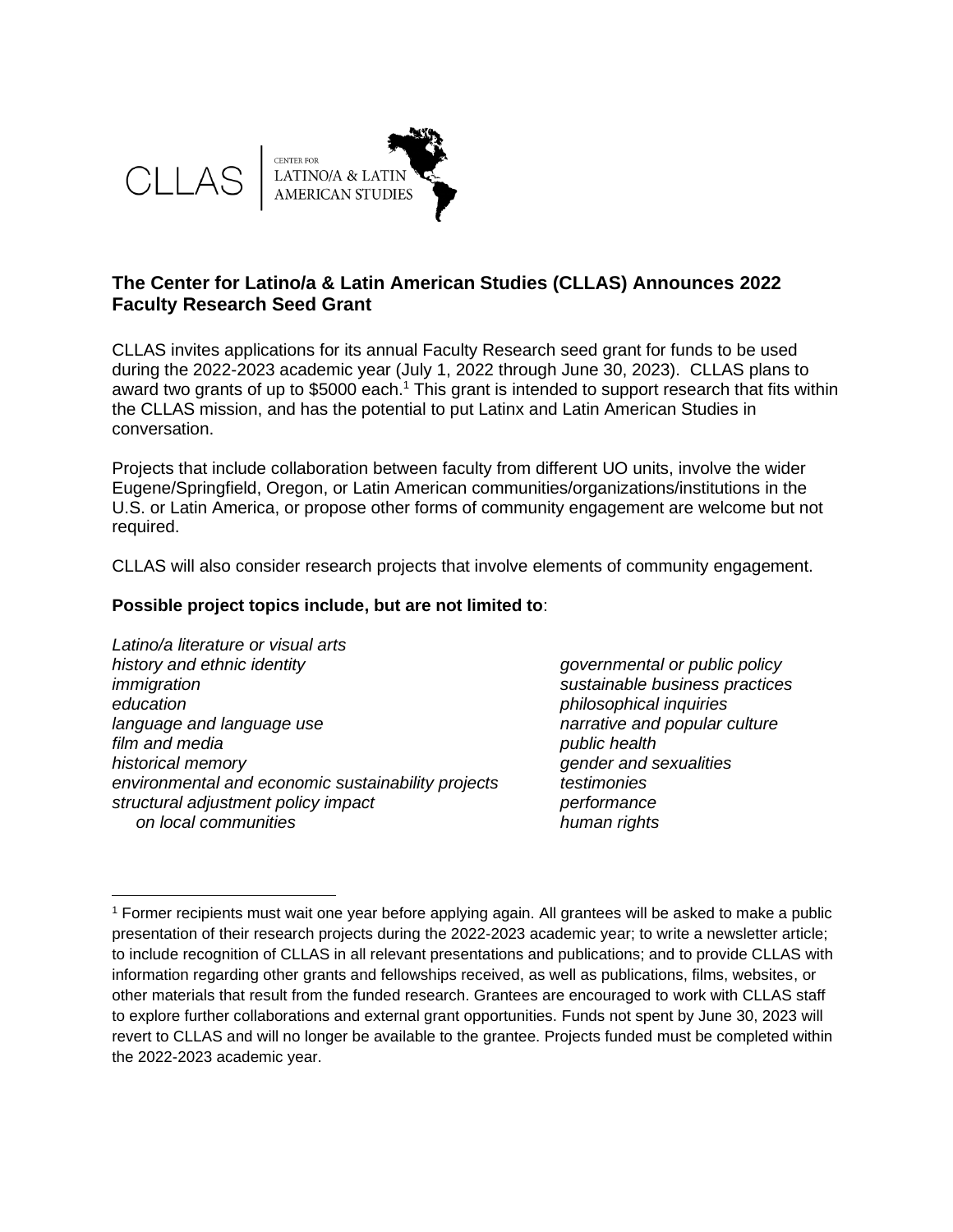CLLAS | CENTER FOR LATINO/A & LATIN AMERICAN STUDIES

## The Center for Latino/a & Latin American Studies (CLLAS) Announces 2022 Faculty Research Seed Grant

CLLAS invites applications for its annual Faculty Research seed grant for funds to be used during the 2022-2023 academic year (July 1, 2022 through June 30, 2023). CLLAS plans to award two grants of up to $5000 each.[1] This grant is intended to support research that fits within the CLLAS mission, and has the potential to put Latinx and Latin American Studies in conversation.

Projects that include collaboration between faculty from different UO units, involve the wider Eugene/Springfield, Oregon, or Latin American communities/organizations/institutions in the U.S. or Latin America, or propose other forms of community engagement are welcome but not required.

CLLAS will also consider research projects that involve elements of community engagement.

**Possible project topics include, but are not limited to**:

*Latino/a literature or visual arts*
*history and ethnic identity*
*immigration*
*education*
*language and language use*
*film and media*
*historical memory*
*environmental and economic sustainability projects*
*structural adjustment policy impact on local communities*
*governmental or public policy*
*sustainable business practices*
*philosophical inquiries*
*narrative and popular culture*
*public health*
*gender and sexualities*
*testimonies*
*performance*
*human rights*

---

[1] Former recipients must wait one year before applying again. All grantees will be asked to make a public presentation of their research projects during the 2022-2023 academic year; to write a newsletter article; to include recognition of CLLAS in all relevant presentations and publications; and to provide CLLAS with information regarding other grants and fellowships received, as well as publications, films, websites, or other materials that result from the funded research. Grantees are encouraged to work with CLLAS staff to explore further collaborations and external grant opportunities. Funds not spent by June 30, 2023 will revert to CLLAS and will no longer be available to the grantee. Projects funded must be completed within the 2022-2023 academic year.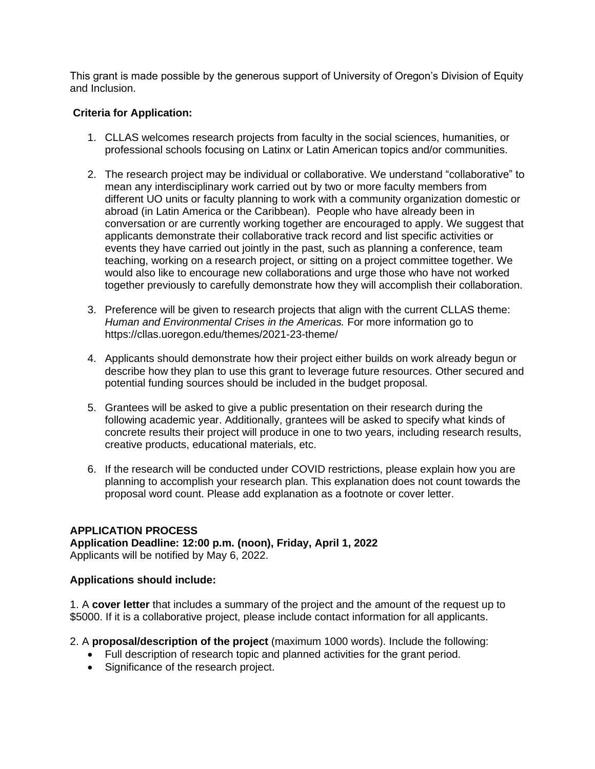This grant is made possible by the generous support of University of Oregon's Division of Equity and Inclusion.

**Criteria for Application:**

1. CLLAS welcomes research projects from faculty in the social sciences, humanities, or professional schools focusing on Latinx or Latin American topics and/or communities.

2. The research project may be individual or collaborative. We understand "collaborative" to mean any interdisciplinary work carried out by two or more faculty members from different UO units or faculty planning to work with a community organization domestic or abroad (in Latin America or the Caribbean). People who have already been in conversation or are currently working together are encouraged to apply. We suggest that applicants demonstrate their collaborative track record and list specific activities or events they have carried out jointly in the past, such as planning a conference, team teaching, working on a research project, or sitting on a project committee together. We would also like to encourage new collaborations and urge those who have not worked together previously to carefully demonstrate how they will accomplish their collaboration.

3. Preference will be given to research projects that align with the current CLLAS theme: *Human and Environmental Crises in the Americas.* For more information go to https://cllas.uoregon.edu/themes/2021-23-theme/

4. Applicants should demonstrate how their project either builds on work already begun or describe how they plan to use this grant to leverage future resources. Other secured and potential funding sources should be included in the budget proposal.

5. Grantees will be asked to give a public presentation on their research during the following academic year. Additionally, grantees will be asked to specify what kinds of concrete results their project will produce in one to two years, including research results, creative products, educational materials, etc.

6. If the research will be conducted under COVID restrictions, please explain how you are planning to accomplish your research plan. This explanation does not count towards the proposal word count. Please add explanation as a footnote or cover letter.

**APPLICATION PROCESS**

**Application Deadline: 12:00 p.m. (noon), Friday, April 1, 2022**

Applicants will be notified by May 6, 2022.

**Applications should include:**

1. A **cover letter** that includes a summary of the project and the amount of the request up to $5000. If it is a collaborative project, please include contact information for all applicants.

2. A **proposal/description of the project** (maximum 1000 words). Include the following:

- Full description of research topic and planned activities for the grant period.
- Significance of the research project.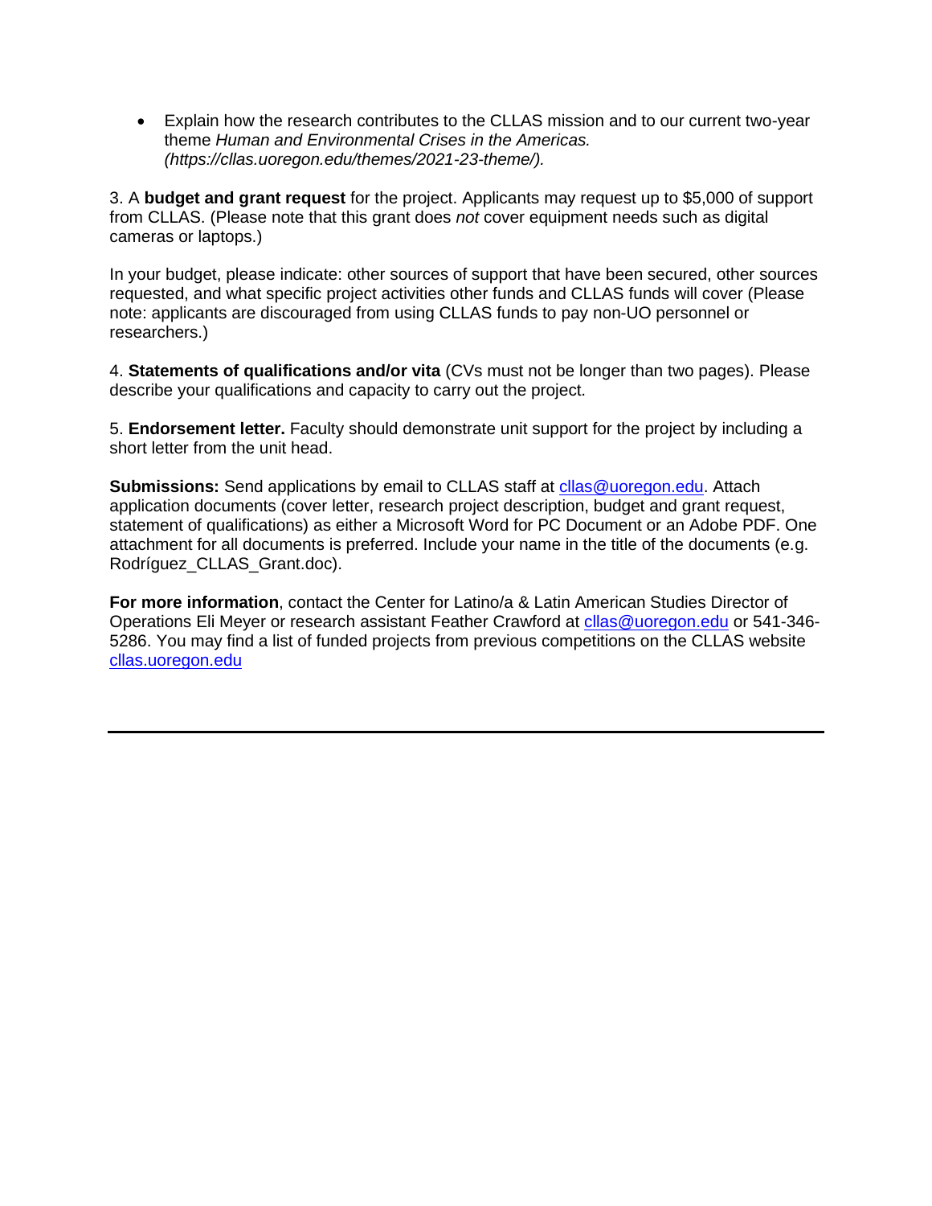- Explain how the research contributes to the CLLAS mission and to our current two-year theme *Human and Environmental Crises in the Americas. (https://cllas.uoregon.edu/themes/2021-23-theme/).*

3. A **budget and grant request** for the project. Applicants may request up to $5,000 of support from CLLAS. (Please note that this grant does *not* cover equipment needs such as digital cameras or laptops.)

In your budget, please indicate: other sources of support that have been secured, other sources requested, and what specific project activities other funds and CLLAS funds will cover (Please note: applicants are discouraged from using CLLAS funds to pay non-UO personnel or researchers.)

4. **Statements of qualifications and/or vita** (CVs must not be longer than two pages). Please describe your qualifications and capacity to carry out the project.

5. **Endorsement letter.** Faculty should demonstrate unit support for the project by including a short letter from the unit head.

**Submissions:** Send applications by email to CLLAS staff at cllas@uoregon.edu. Attach application documents (cover letter, research project description, budget and grant request, statement of qualifications) as either a Microsoft Word for PC Document or an Adobe PDF. One attachment for all documents is preferred. Include your name in the title of the documents (e.g. Rodríguez_CLLAS_Grant.doc).

**For more information**, contact the Center for Latino/a & Latin American Studies Director of Operations Eli Meyer or research assistant Feather Crawford at cllas@uoregon.edu or 541-346-5286. You may find a list of funded projects from previous competitions on the CLLAS website cllas.uoregon.edu

---